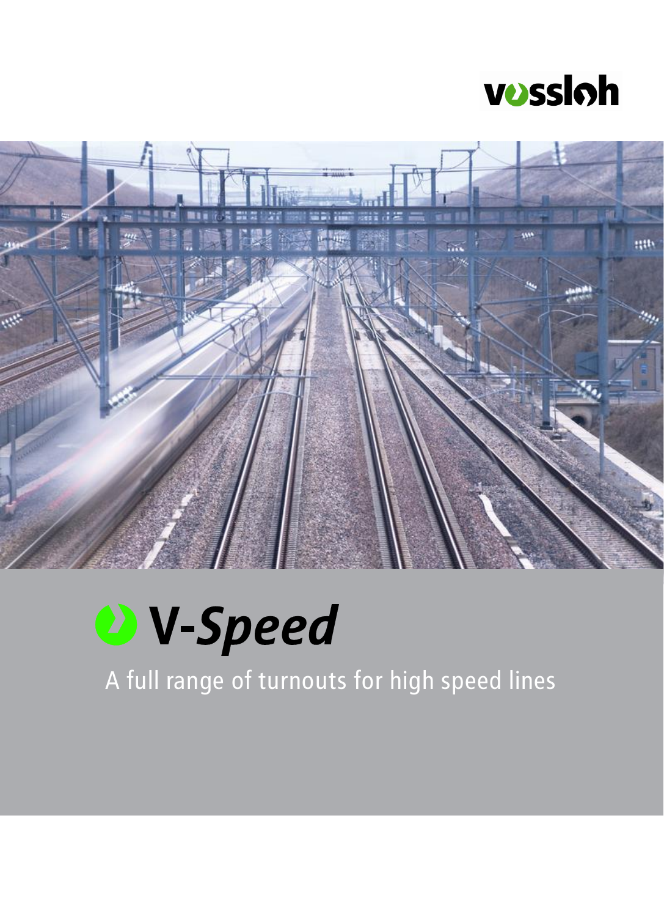vossloh

# V-*Speed*

A full range of turnouts for high speed lines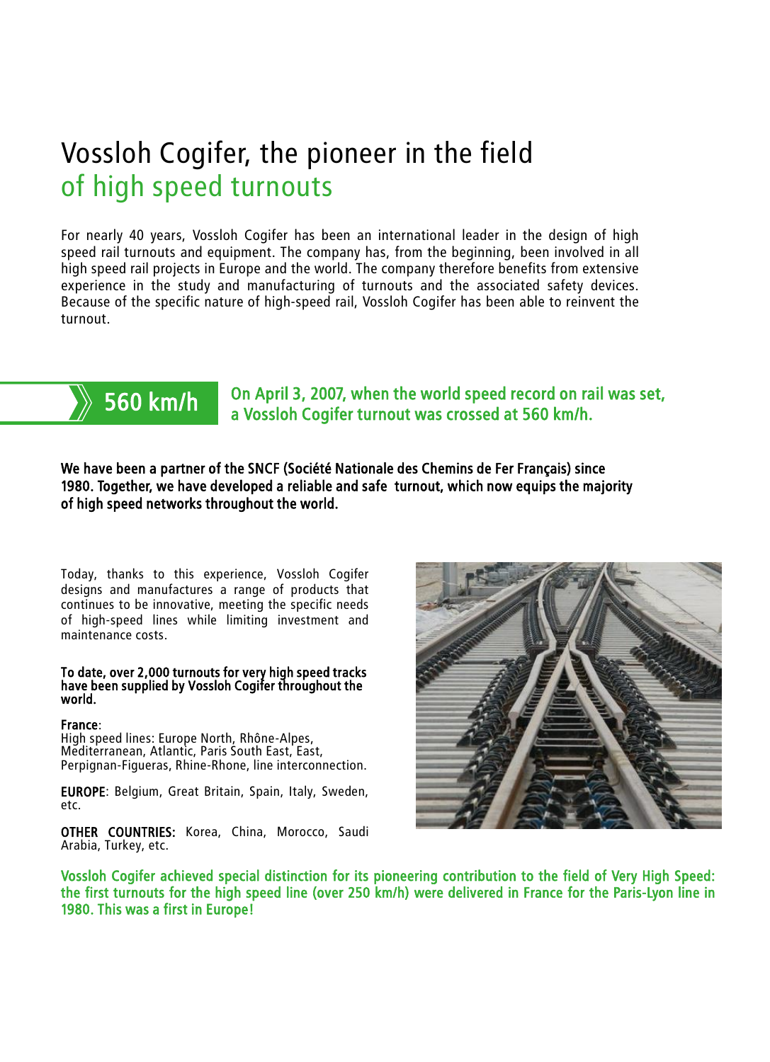# Vossloh Cogifer, the pioneer in the field of high speed turnouts

For nearly 40 years, Vossloh Cogifer has been an international leader in the design of high speed rail turnouts and equipment. The company has, from the beginning, been involved in all high speed rail projects in Europe and the world. The company therefore benefits from extensive experience in the study and manufacturing of turnouts and the associated safety devices. Because of the specific nature of high-speed rail, Vossloh Cogifer has been able to reinvent the turnout.

**560 km/h**

**On April 3, 2007, when the world speed record on rail was set, a Vossloh Cogifer turnout was crossed at 560 km/h.**

**We have been a partner of the SNCF (Société Nationale des Chemins de Fer Français) since 1980. Together, we have developed a reliable and safe turnout, which now equips the majority of high speed networks throughout the world.**

Today, thanks to this experience, Vossloh Cogifer designs and manufactures a range of products that continues to be innovative, meeting the specific needs of high-speed lines while limiting investment and maintenance costs.

**To date, over 2,000 turnouts for very high speed tracks have been supplied by Vossloh Cogifer throughout the world.**

**France**:
High speed lines: Europe North, Rhône-Alpes, Mediterranean, Atlantic, Paris South East, East, Perpignan-Figueras, Rhine-Rhone, line interconnection.

**EUROPE**: Belgium, Great Britain, Spain, Italy, Sweden, etc.

**OTHER COUNTRIES:** Korea, China, Morocco, Saudi Arabia, Turkey, etc.

**Vossloh Cogifer achieved special distinction for its pioneering contribution to the field of Very High Speed: the first turnouts for the high speed line (over 250 km/h) were delivered in France for the Paris-Lyon line in 1980. This was a first in Europe!**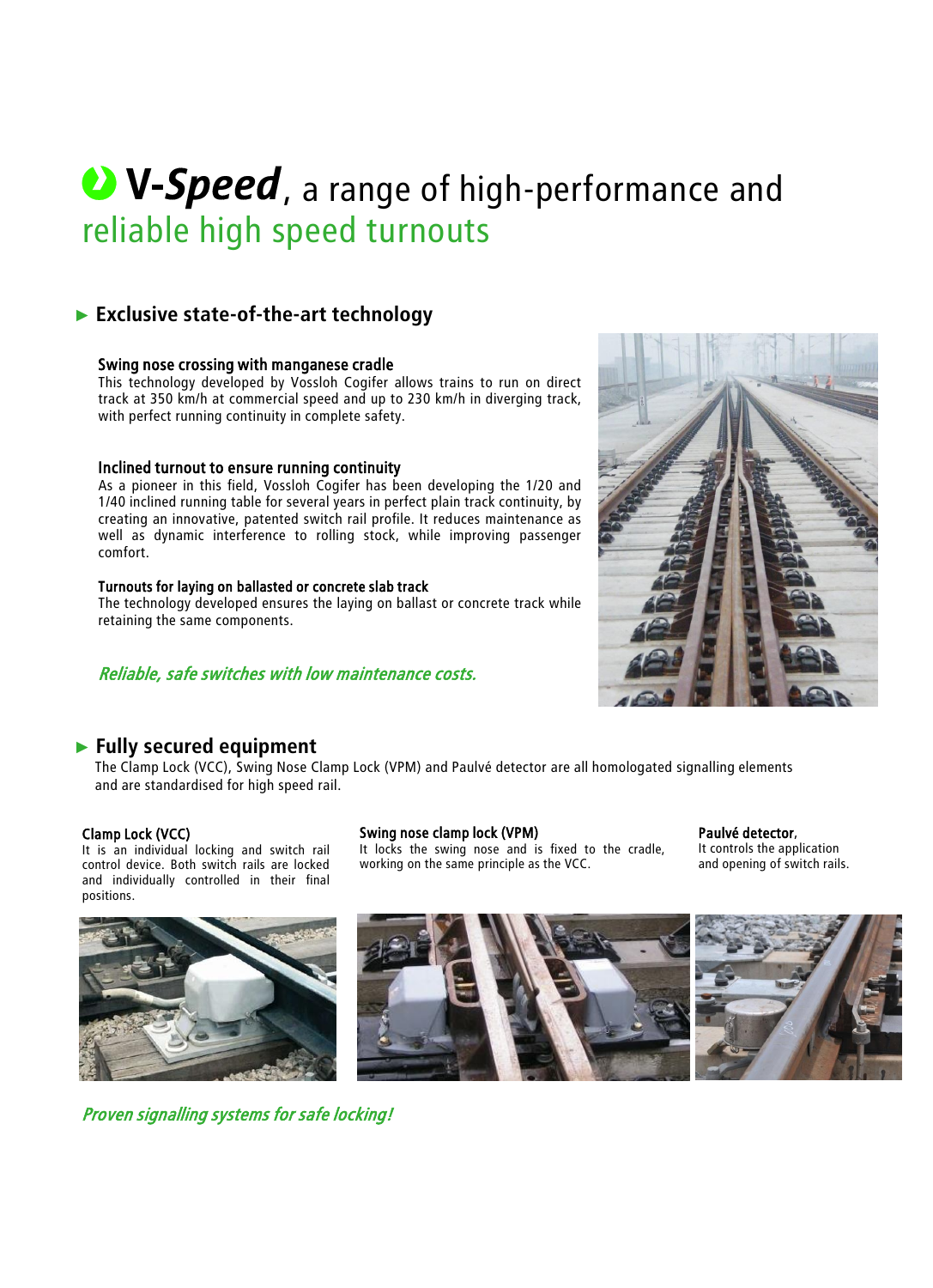# **V-*Speed***, a range of high-performance and reliable high speed turnouts

## ► Exclusive state-of-the-art technology

### Swing nose crossing with manganese cradle

This technology developed by Vossloh Cogifer allows trains to run on direct track at 350 km/h at commercial speed and up to 230 km/h in diverging track, with perfect running continuity in complete safety.

### Inclined turnout to ensure running continuity

As a pioneer in this field, Vossloh Cogifer has been developing the 1/20 and 1/40 inclined running table for several years in perfect plain track continuity, by creating an innovative, patented switch rail profile. It reduces maintenance as well as dynamic interference to rolling stock, while improving passenger comfort.

### Turnouts for laying on ballasted or concrete slab track

The technology developed ensures the laying on ballast or concrete track while retaining the same components.

***Reliable, safe switches with low maintenance costs.***

## ► Fully secured equipment

The Clamp Lock (VCC), Swing Nose Clamp Lock (VPM) and Paulvé detector are all homologated signalling elements and are standardised for high speed rail.

### Clamp Lock (VCC)

It is an individual locking and switch rail control device. Both switch rails are locked and individually controlled in their final positions.

### Swing nose clamp lock (VPM)

It locks the swing nose and is fixed to the cradle, working on the same principle as the VCC.

### Paulvé detector,

It controls the application and opening of switch rails.

***Proven signalling systems for safe locking!***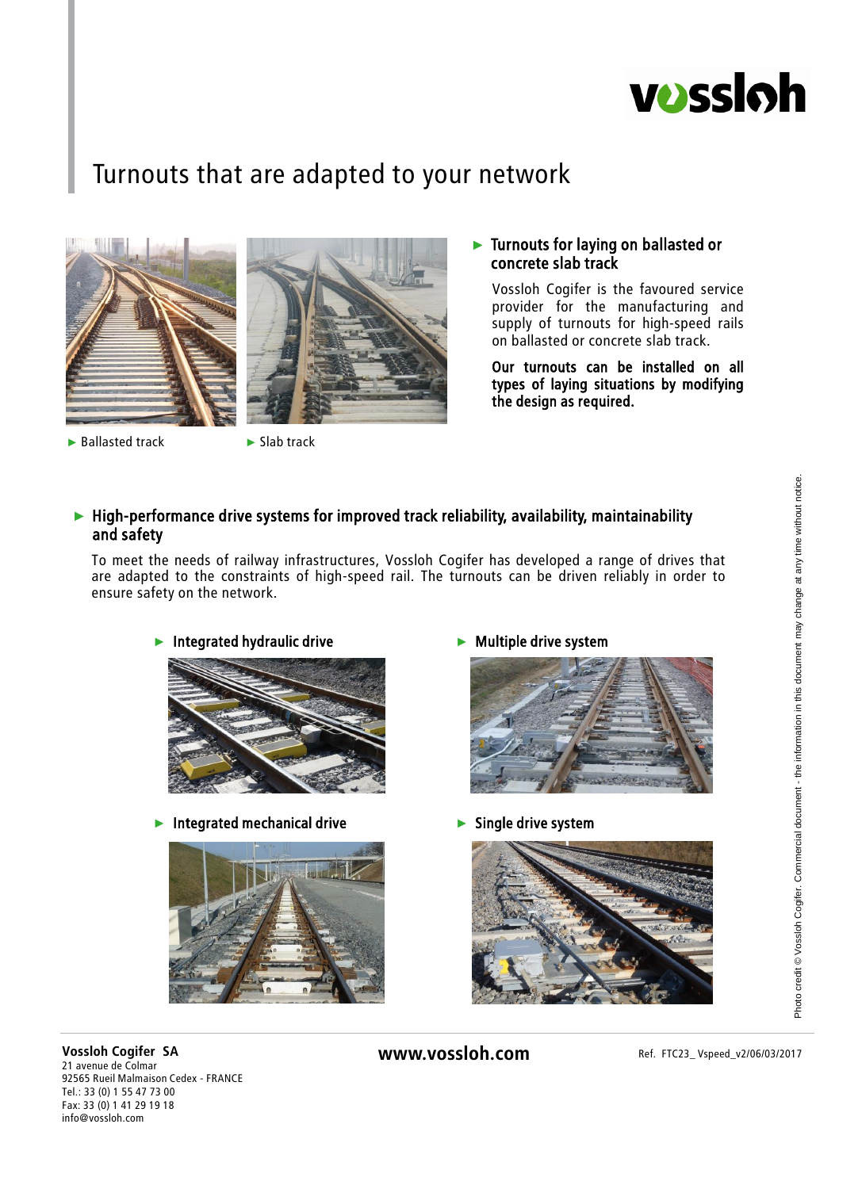# Turnouts that are adapted to your network

► Ballasted track

► Slab track

### ► Turnouts for laying on ballasted or concrete slab track

Vossloh Cogifer is the favoured service provider for the manufacturing and supply of turnouts for high-speed rails on ballasted or concrete slab track.

**Our turnouts can be installed on all types of laying situations by modifying the design as required.**

### ► High-performance drive systems for improved track reliability, availability, maintainability and safety

To meet the needs of railway infrastructures, Vossloh Cogifer has developed a range of drives that are adapted to the constraints of high-speed rail. The turnouts can be driven reliably in order to ensure safety on the network.

► **Integrated hydraulic drive**

► **Multiple drive system**

► **Integrated mechanical drive**

► **Single drive system**

Photo credit © Vossloh Cogifer. Commercial document - the information in this document may change at any time without notice.

**Vossloh Cogifer SA**
21 avenue de Colmar
92565 Rueil Malmaison Cedex - FRANCE
Tel.: 33 (0) 1 55 47 73 00
Fax: 33 (0) 1 41 29 19 18
info@vossloh.com

**www.vossloh.com**

Ref. FTC23_ Vspeed_v2/06/03/2017